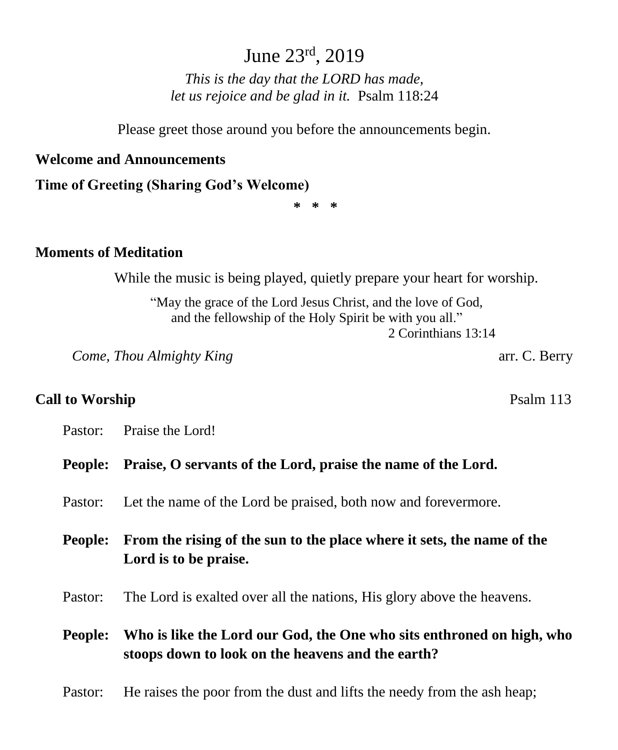# June 23rd, 2019

*This is the day that the LORD has made,*
*let us rejoice and be glad in it.* Psalm 118:24

Please greet those around you before the announcements begin.

**Welcome and Announcements**

**Time of Greeting (Sharing God's Welcome)**

**\* \* \***

**Moments of Meditation**

While the music is being played, quietly prepare your heart for worship.

"May the grace of the Lord Jesus Christ, and the love of God,
and the fellowship of the Holy Spirit be with you all."
2 Corinthians 13:14

*Come, Thou Almighty King* arr. C. Berry

**Call to Worship** Psalm 113

Pastor: Praise the Lord!

**People: Praise, O servants of the Lord, praise the name of the Lord.**

Pastor: Let the name of the Lord be praised, both now and forevermore.

**People: From the rising of the sun to the place where it sets, the name of the Lord is to be praise.**

Pastor: The Lord is exalted over all the nations, His glory above the heavens.

**People: Who is like the Lord our God, the One who sits enthroned on high, who stoops down to look on the heavens and the earth?**

Pastor: He raises the poor from the dust and lifts the needy from the ash heap;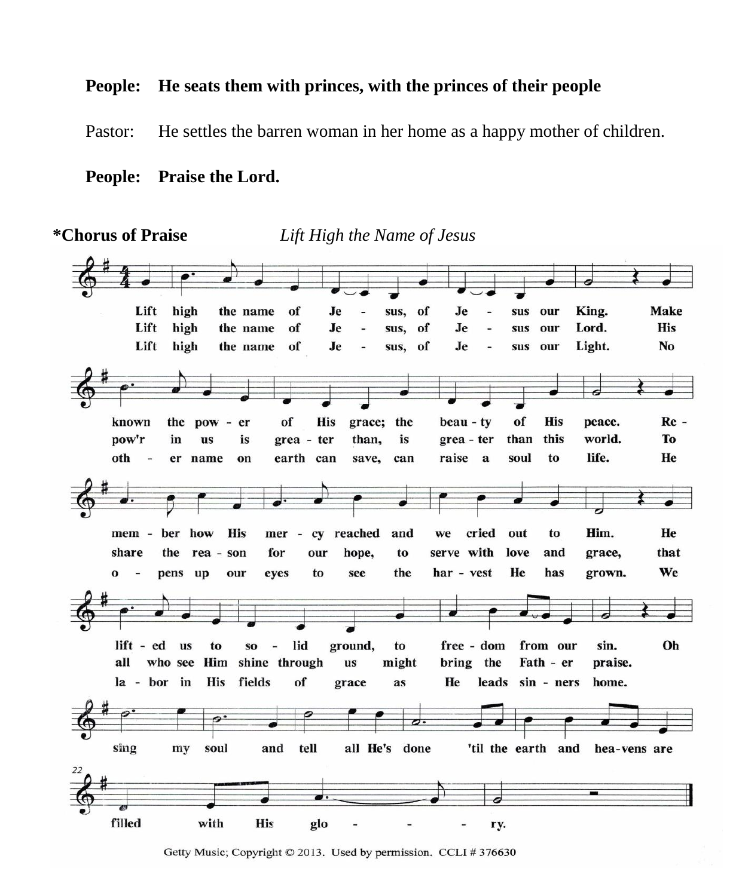**People: He seats them with princes, with the princes of their people**

Pastor: He settles the barren woman in her home as a happy mother of children.

**People: Praise the Lord.**

**\*Chorus of Praise** *Lift High the Name of Jesus*

Getty Music; Copyright © 2013. Used by permission. CCLI # 376630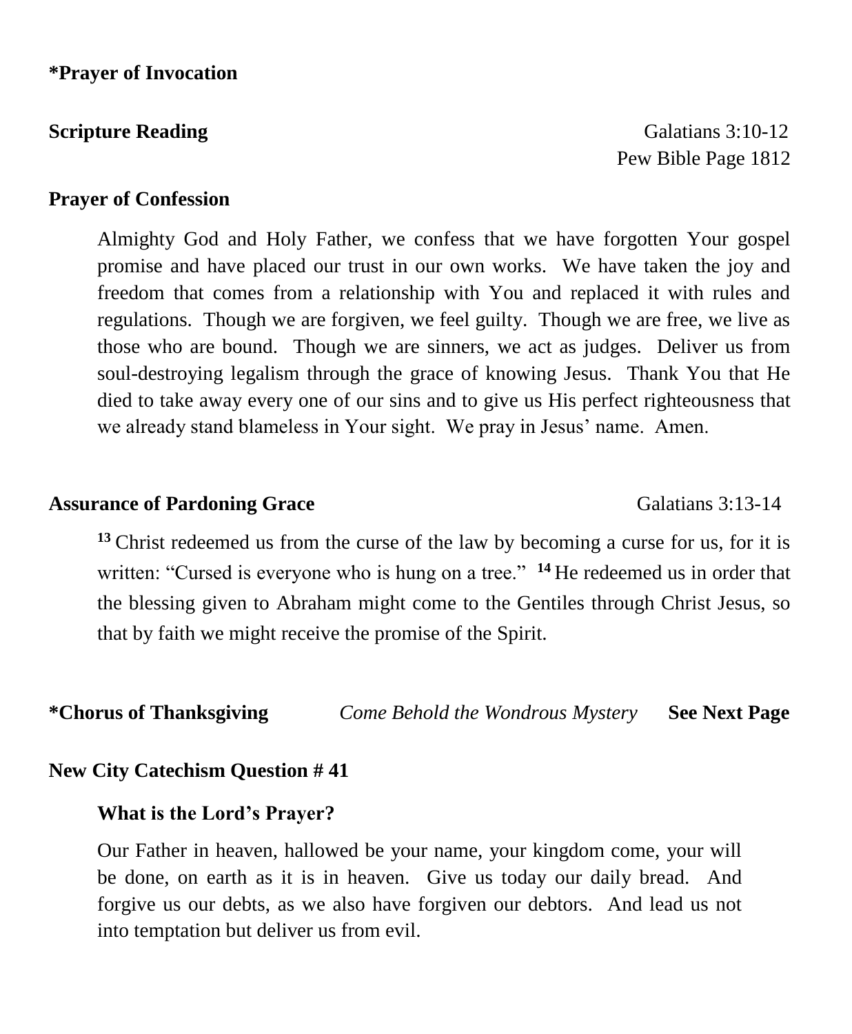**\*Prayer of Invocation**

**Scripture Reading** Galatians 3:10-12
Pew Bible Page 1812

**Prayer of Confession**

Almighty God and Holy Father, we confess that we have forgotten Your gospel promise and have placed our trust in our own works. We have taken the joy and freedom that comes from a relationship with You and replaced it with rules and regulations. Though we are forgiven, we feel guilty. Though we are free, we live as those who are bound. Though we are sinners, we act as judges. Deliver us from soul-destroying legalism through the grace of knowing Jesus. Thank You that He died to take away every one of our sins and to give us His perfect righteousness that we already stand blameless in Your sight. We pray in Jesus' name. Amen.

**Assurance of Pardoning Grace** Galatians 3:13-14

[13] Christ redeemed us from the curse of the law by becoming a curse for us, for it is written: "Cursed is everyone who is hung on a tree." [14] He redeemed us in order that the blessing given to Abraham might come to the Gentiles through Christ Jesus, so that by faith we might receive the promise of the Spirit.

**\*Chorus of Thanksgiving** *Come Behold the Wondrous Mystery* **See Next Page**

**New City Catechism Question # 41**

**What is the Lord's Prayer?**

Our Father in heaven, hallowed be your name, your kingdom come, your will be done, on earth as it is in heaven. Give us today our daily bread. And forgive us our debts, as we also have forgiven our debtors. And lead us not into temptation but deliver us from evil.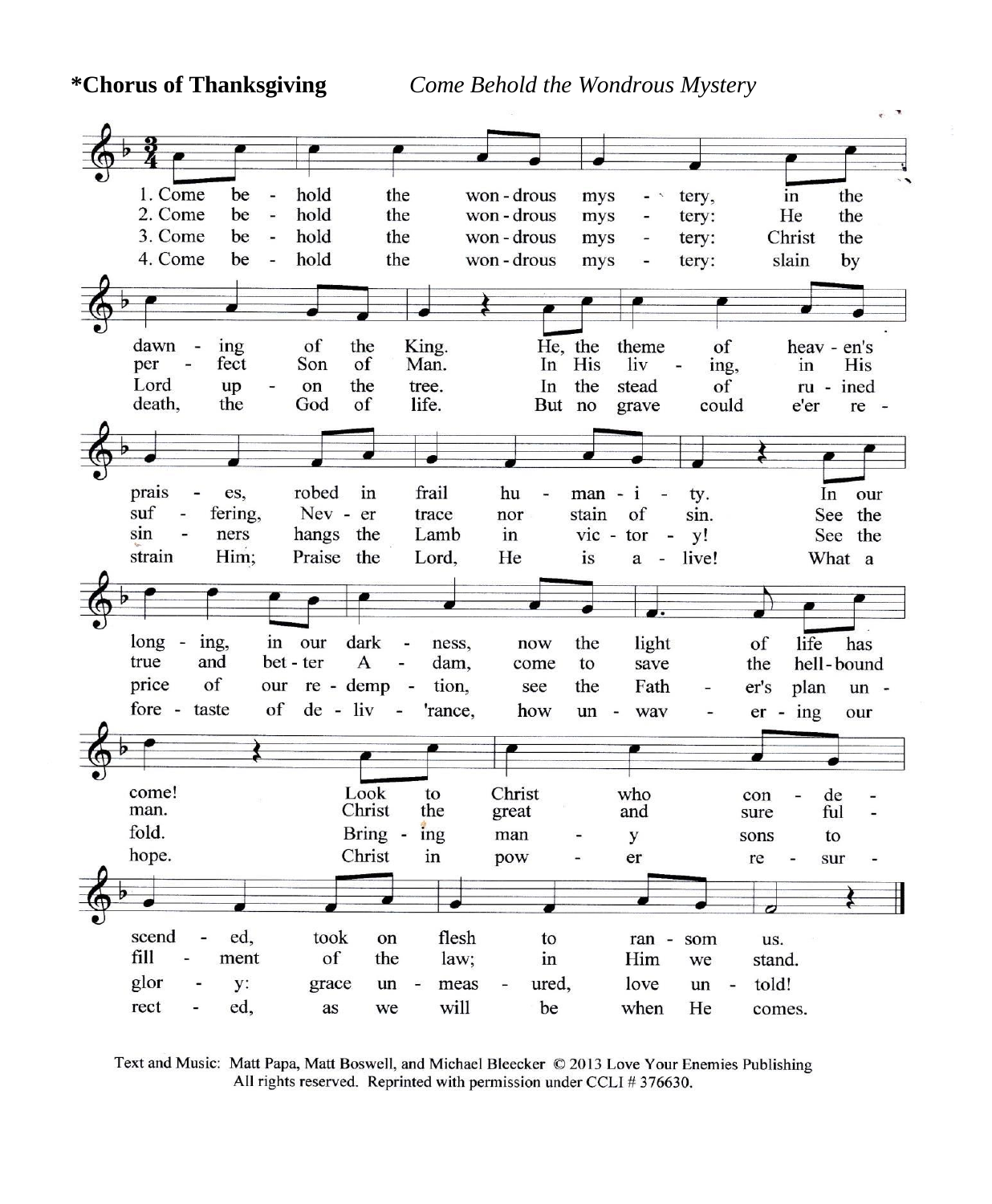**\*Chorus of Thanksgiving** *Come Behold the Wondrous Mystery*

1. Come be - hold the won - drous mys - tery, in the
dawn - ing of the King. He, the theme of heav - en's
prais - es, robed in frail hu - man - i - ty. In our
long - ing, in our dark - ness, now the light of life has
come! Look to Christ who con - de -
scend - ed, took on flesh to ran - som us.

2. Come be - hold the won - drous mys - tery: He the
per - fect Son of Man. In His liv - ing, in His
suf - fering, Nev - er trace nor stain of sin. See the
true and bet - ter A - dam, come to save the hell - bound
man. Christ the great and sure ful -
fill - ment of the law; in Him we stand.

3. Come be - hold the won - drous mys - tery: Christ the
Lord up - on the tree. In the stead of ru - ined
sin - ners hangs the Lamb in vic - tor - y! See the
price of our re - demp - tion, see the Fath - er's plan un -
fold. Bring - ing man - y sons to
glor - y: grace un - meas - ured, love un - told!

4. Come be - hold the won - drous mys - tery: slain by
death, the God of life. But no grave could e'er re -
strain Him; Praise the Lord, He is a - live! What a
fore - taste of de - liv - 'rance, how un - wav - er - ing our
hope. Christ in pow - er re - sur -
rect - ed, as we will be when He comes.

Text and Music: Matt Papa, Matt Boswell, and Michael Bleecker © 2013 Love Your Enemies Publishing
All rights reserved. Reprinted with permission under CCLI # 376630.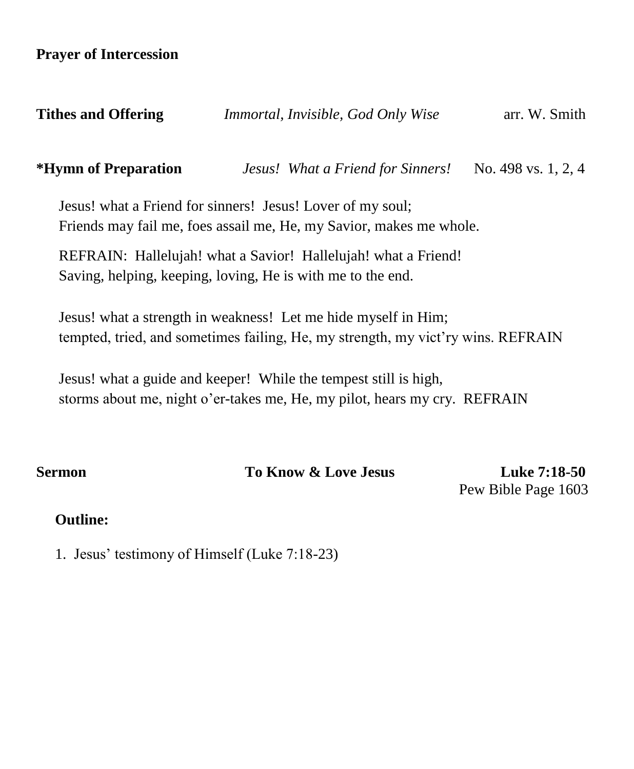**Prayer of Intercession**

**Tithes and Offering** *Immortal, Invisible, God Only Wise* arr. W. Smith

**\*Hymn of Preparation** *Jesus! What a Friend for Sinners!* No. 498 vs. 1, 2, 4

Jesus! what a Friend for sinners! Jesus! Lover of my soul;
Friends may fail me, foes assail me, He, my Savior, makes me whole.

REFRAIN: Hallelujah! what a Savior! Hallelujah! what a Friend!
Saving, helping, keeping, loving, He is with me to the end.

Jesus! what a strength in weakness! Let me hide myself in Him;
tempted, tried, and sometimes failing, He, my strength, my vict'ry wins. REFRAIN

Jesus! what a guide and keeper! While the tempest still is high,
storms about me, night o'er-takes me, He, my pilot, hears my cry. REFRAIN

**Sermon** **To Know & Love Jesus** **Luke 7:18-50**
Pew Bible Page 1603

**Outline:**

1. Jesus' testimony of Himself (Luke 7:18-23)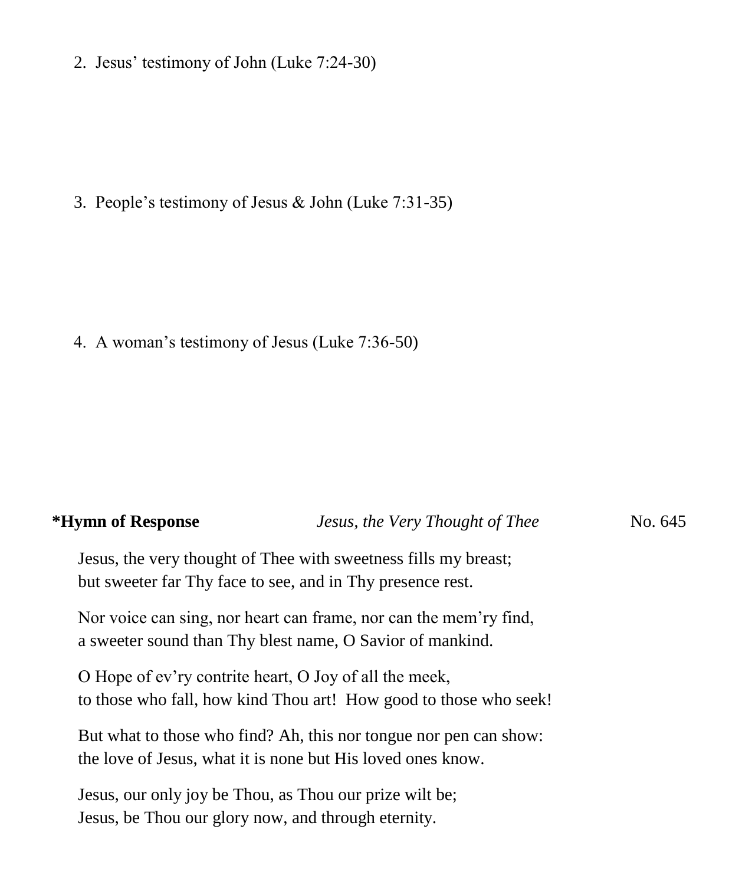2. Jesus' testimony of John (Luke 7:24-30)

3. People's testimony of Jesus & John (Luke 7:31-35)

4. A woman's testimony of Jesus (Luke 7:36-50)

**\*Hymn of Response** *Jesus, the Very Thought of Thee* No. 645

Jesus, the very thought of Thee with sweetness fills my breast;
but sweeter far Thy face to see, and in Thy presence rest.

Nor voice can sing, nor heart can frame, nor can the mem'ry find,
a sweeter sound than Thy blest name, O Savior of mankind.

O Hope of ev'ry contrite heart, O Joy of all the meek,
to those who fall, how kind Thou art! How good to those who seek!

But what to those who find? Ah, this nor tongue nor pen can show:
the love of Jesus, what it is none but His loved ones know.

Jesus, our only joy be Thou, as Thou our prize wilt be;
Jesus, be Thou our glory now, and through eternity.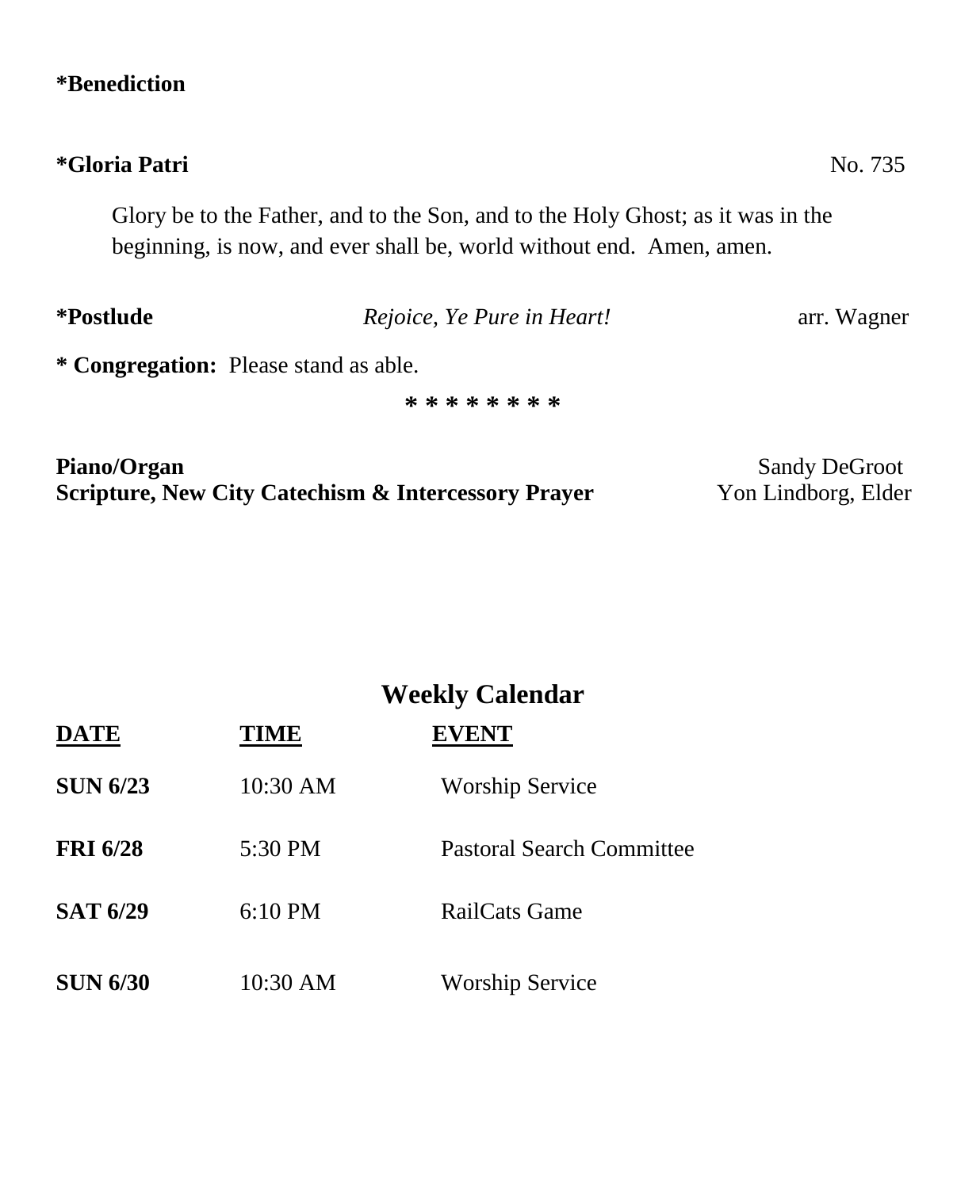**\*Benediction**

**\*Gloria Patri** No. 735

Glory be to the Father, and to the Son, and to the Holy Ghost; as it was in the beginning, is now, and ever shall be, world without end. Amen, amen.

**\*Postlude** *Rejoice, Ye Pure in Heart!* arr. Wagner

**\* Congregation:** Please stand as able.

\* \* \* \* \* \* \* \*

**Piano/Organ** Sandy DeGroot
**Scripture, New City Catechism & Intercessory Prayer** Yon Lindborg, Elder

## Weekly Calendar

| DATE | TIME | EVENT |
|---|---|---|
| **SUN 6/23** | 10:30 AM | Worship Service |
| **FRI 6/28** | 5:30 PM | Pastoral Search Committee |
| **SAT 6/29** | 6:10 PM | RailCats Game |
| **SUN 6/30** | 10:30 AM | Worship Service |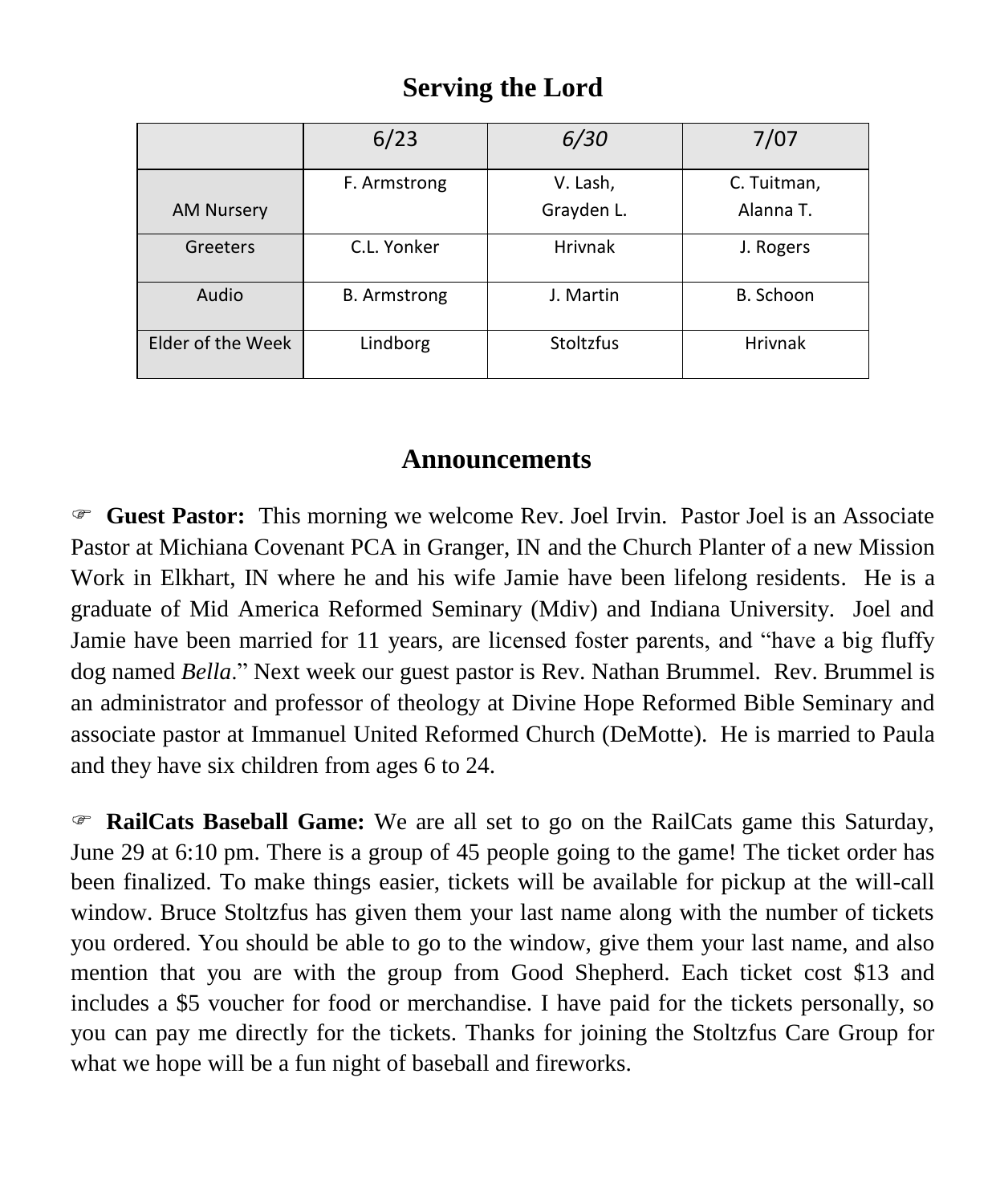## Serving the Lord

| | 6/23 | *6/30* | 7/07 |
|---|---|---|---|
| AM Nursery | F. Armstrong | V. Lash, Grayden L. | C. Tuitman, Alanna T. |
| Greeters | C.L. Yonker | Hrivnak | J. Rogers |
| Audio | B. Armstrong | J. Martin | B. Schoon |
| Elder of the Week | Lindborg | Stoltzfus | Hrivnak |

## Announcements

☞ **Guest Pastor:** This morning we welcome Rev. Joel Irvin. Pastor Joel is an Associate Pastor at Michiana Covenant PCA in Granger, IN and the Church Planter of a new Mission Work in Elkhart, IN where he and his wife Jamie have been lifelong residents. He is a graduate of Mid America Reformed Seminary (Mdiv) and Indiana University. Joel and Jamie have been married for 11 years, are licensed foster parents, and "have a big fluffy dog named *Bella*." Next week our guest pastor is Rev. Nathan Brummel. Rev. Brummel is an administrator and professor of theology at Divine Hope Reformed Bible Seminary and associate pastor at Immanuel United Reformed Church (DeMotte). He is married to Paula and they have six children from ages 6 to 24.

☞ **RailCats Baseball Game:** We are all set to go on the RailCats game this Saturday, June 29 at 6:10 pm. There is a group of 45 people going to the game! The ticket order has been finalized. To make things easier, tickets will be available for pickup at the will-call window. Bruce Stoltzfus has given them your last name along with the number of tickets you ordered. You should be able to go to the window, give them your last name, and also mention that you are with the group from Good Shepherd. Each ticket cost $13 and includes a $5 voucher for food or merchandise. I have paid for the tickets personally, so you can pay me directly for the tickets. Thanks for joining the Stoltzfus Care Group for what we hope will be a fun night of baseball and fireworks.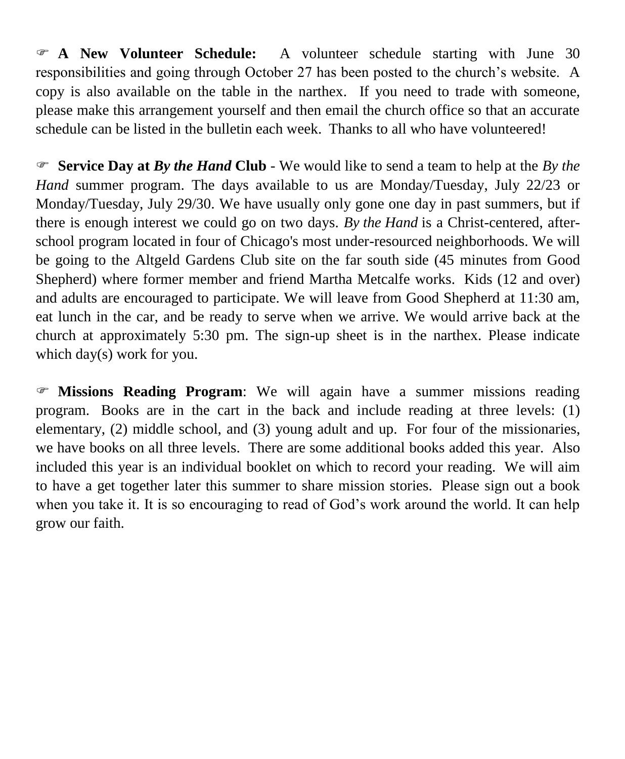☞ **A New Volunteer Schedule:** A volunteer schedule starting with June 30 responsibilities and going through October 27 has been posted to the church's website. A copy is also available on the table in the narthex. If you need to trade with someone, please make this arrangement yourself and then email the church office so that an accurate schedule can be listed in the bulletin each week. Thanks to all who have volunteered!

☞ **Service Day at *By the Hand* Club** - We would like to send a team to help at the *By the Hand* summer program. The days available to us are Monday/Tuesday, July 22/23 or Monday/Tuesday, July 29/30. We have usually only gone one day in past summers, but if there is enough interest we could go on two days. *By the Hand* is a Christ-centered, after-school program located in four of Chicago's most under-resourced neighborhoods. We will be going to the Altgeld Gardens Club site on the far south side (45 minutes from Good Shepherd) where former member and friend Martha Metcalfe works. Kids (12 and over) and adults are encouraged to participate. We will leave from Good Shepherd at 11:30 am, eat lunch in the car, and be ready to serve when we arrive. We would arrive back at the church at approximately 5:30 pm. The sign-up sheet is in the narthex. Please indicate which day(s) work for you.

☞ **Missions Reading Program**: We will again have a summer missions reading program. Books are in the cart in the back and include reading at three levels: (1) elementary, (2) middle school, and (3) young adult and up. For four of the missionaries, we have books on all three levels. There are some additional books added this year. Also included this year is an individual booklet on which to record your reading. We will aim to have a get together later this summer to share mission stories. Please sign out a book when you take it. It is so encouraging to read of God's work around the world. It can help grow our faith.